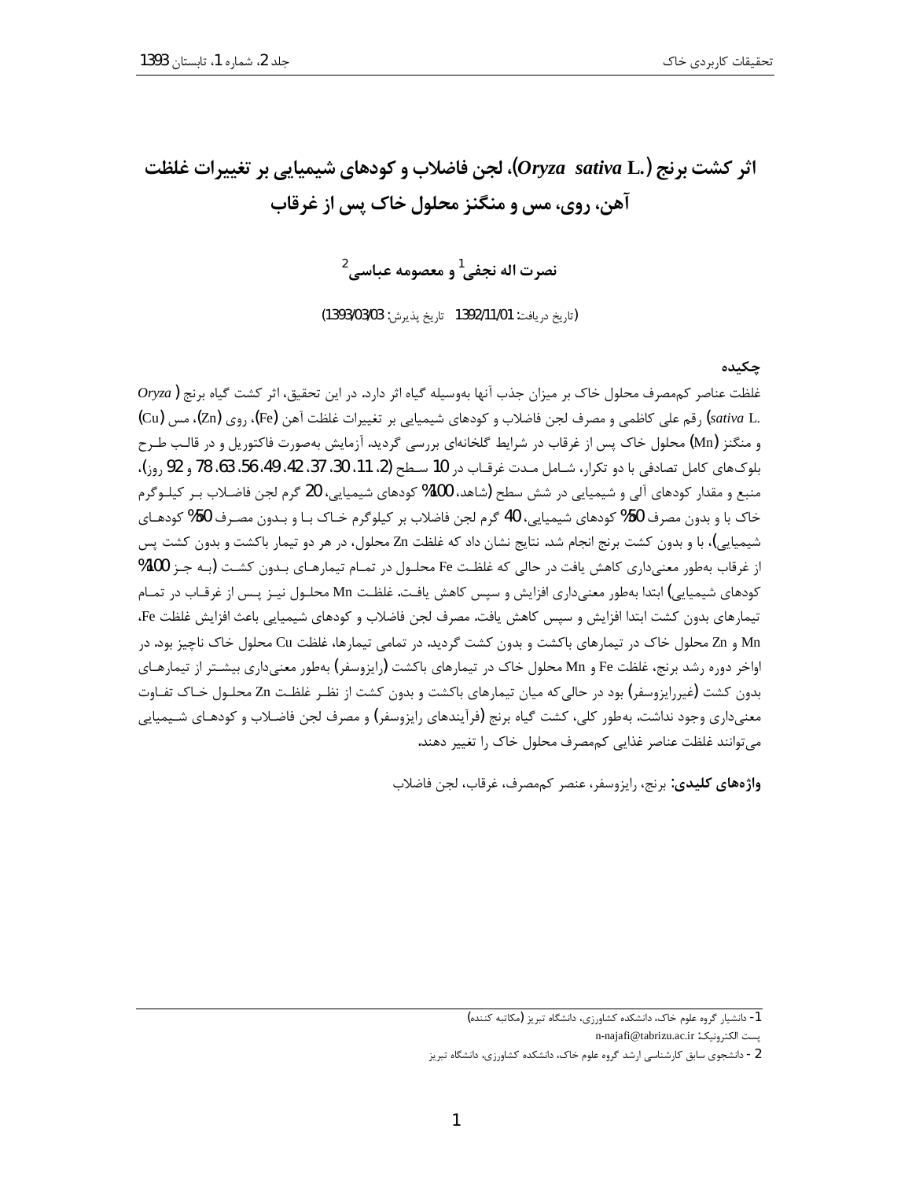# اثر کشت برنج (*Oryza sativa* L.)، لجن فاضلاب و کودهای شیمیایی بر تغییرات غلظت آهن، روی، مس و منگنز محلول خاک پس از غرقاب

**نصرت اله نجفی[1] و معصومه عباسی[2]**

(تاریخ دریافت: 1392/11/01 تاریخ پذیرش: 1393/03/03)

## چکیده

غلظت عناصر کم‌مصرف محلول خاک بر میزان جذب آنها به‌وسیله گیاه اثر دارد. در این تحقیق، اثر کشت گیاه برنج (*Oryza sativa* L.) رقم علی کاظمی و مصرف لجن فاضلاب و کودهای شیمیایی بر تغییرات غلظت آهن (Fe)، روی (Zn)، مس (Cu) و منگنز (Mn) محلول خاک پس از غرقاب در شرایط گلخانه‌ای بررسی گردید. آزمایش به‌صورت فاکتوریل و در قالب طرح بلوک‌های کامل تصادفی با دو تکرار، شامل مدت غرقاب در 10 سطح (2، 11، 30، 37، 42، 49، 56، 63، 78 و 92 روز)، منبع و مقدار کودهای آلی و شیمیایی در شش سطح (شاهد، 100% کودهای شیمیایی، 20 گرم لجن فاضلاب بر کیلوگرم خاک با و بدون مصرف 50% کودهای شیمیایی، 40 گرم لجن فاضلاب بر کیلوگرم خاک با و بدون مصرف 50% کودهای شیمیایی)، با و بدون کشت برنج انجام شد. نتایج نشان داد که غلظت Zn محلول، در هر دو تیمار باکشت و بدون کشت پس از غرقاب به‌طور معنی‌داری کاهش یافت در حالی که غلظت Fe محلول در تمام تیمارهای بدون کشت (به جز 100% کودهای شیمیایی) ابتدا به‌طور معنی‌داری افزایش و سپس کاهش یافت. غلظت Mn محلول نیز پس از غرقاب در تمام تیمارهای بدون کشت ابتدا افزایش و سپس کاهش یافت. مصرف لجن فاضلاب و کودهای شیمیایی باعث افزایش غلظت Fe، Mn و Zn محلول خاک در تیمارهای باکشت و بدون کشت گردید. در تمامی تیمارها، غلظت Cu محلول خاک ناچیز بود. در اواخر دوره رشد برنج، غلظت Fe و Mn محلول خاک در تیمارهای باکشت (رایزوسفر) به‌طور معنی‌داری بیشتر از تیمارهای بدون کشت (غیررایزوسفر) بود در حالی‌که میان تیمارهای باکشت و بدون کشت از نظر غلظت Zn محلول خاک تفاوت معنی‌داری وجود نداشت. به‌طور کلی، کشت گیاه برنج (فرآیندهای رایزوسفر) و مصرف لجن فاضلاب و کودهای شیمیایی می‌توانند غلظت عناصر غذایی کم‌مصرف محلول خاک را تغییر دهند.

**واژه‌های کلیدی:** برنج، رایزوسفر، عنصر کم‌مصرف، غرقاب، لجن فاضلاب

---

1- دانشیار گروه علوم خاک، دانشکده کشاورزی، دانشگاه تبریز (مکاتبه کننده)

پست الکترونیک: n-najafi@tabrizu.ac.ir

2 - دانشجوی سابق کارشناسی ارشد گروه علوم خاک، دانشکده کشاورزی، دانشگاه تبریز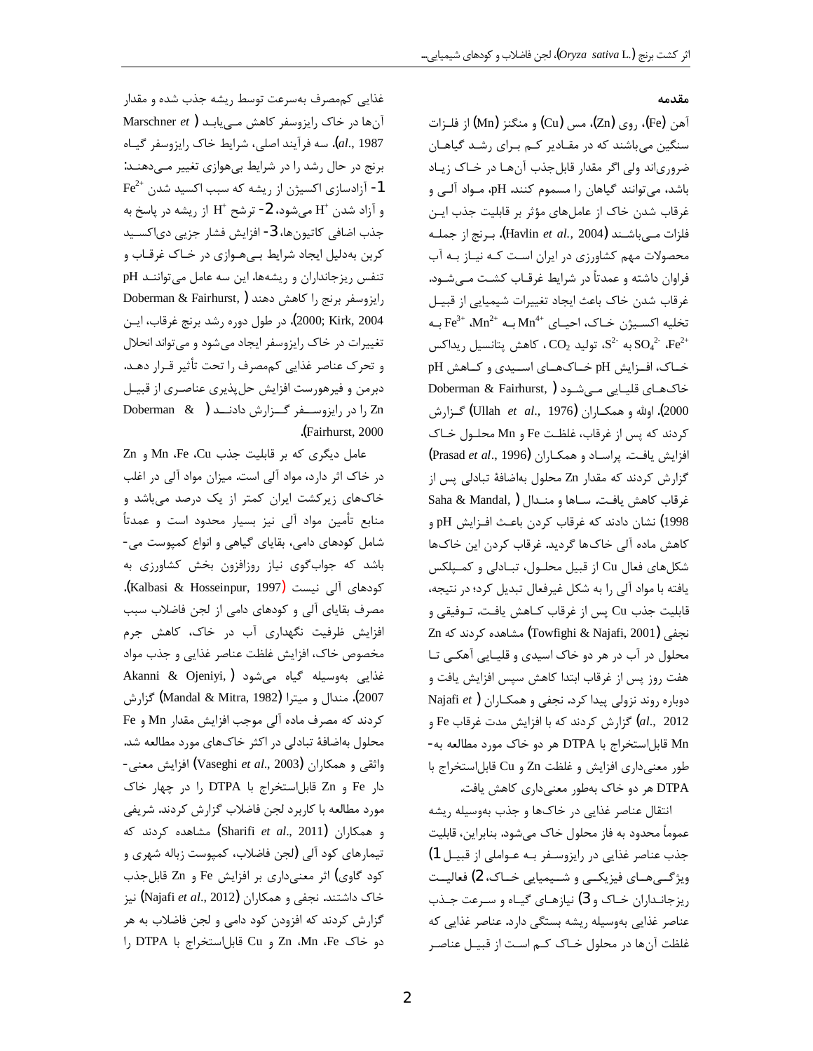## مقدمه

آهن (Fe)، روی (Zn)، مس (Cu) و منگنز (Mn) از فلزات سنگین می‌باشند که در مقادیر کم برای رشد گیاهان ضروری‌اند ولی اگر مقدار قابل‌جذب آن‌ها در خاک زیاد باشد، می‌توانند گیاهان را مسموم کنند. pH، مواد آلی و غرقاب شدن خاک از عامل‌های مؤثر بر قابلیت جذب این فلزات می‌باشند (Havlin *et al.,* 2004). برنج از جمله محصولات مهم کشاورزی در ایران است که نیاز به آب فراوان داشته و عمدتاً در شرایط غرقاب کشت می‌شود. غرقاب شدن خاک باعث ایجاد تغییرات شیمیایی از قبیل تخلیه اکسیژن خاک، احیای $Mn^{4+}$ به $Mn^{2+}$، $Fe^{3+}$ به $Fe^{2+}$، $SO_4^{2-}$ به $S^{2-}$، تولید $CO_2$، کاهش پتانسیل ریداکس خاک، افزایش pH خاک‌های اسیدی و کاهش pH خاک‌های قلیایی می‌شود (Doberman & Fairhurst, 2000). اولله و همکاران (Ullah *et al*., 1976) گزارش کردند که پس از غرقاب، غلظت Fe و Mn محلول خاک افزایش یافت. پراساد و همکاران (Prasad *et al*., 1996) گزارش کردند که مقدار Zn محلول به‌اضافهٔ تبادلی پس از غرقاب کاهش یافت. ساها و مندال (Saha & Mandal, 1998) نشان دادند که غرقاب کردن باعث افزایش pH و کاهش ماده آلی خاک‌ها گردید. غرقاب کردن این خاک‌ها شکل‌های فعال Cu از قبیل محلول، تبادلی و کمپلکس یافته با مواد آلی را به شکل غیرفعال تبدیل کرد؛ در نتیجه، قابلیت جذب Cu پس از غرقاب کاهش یافت. توفیقی و نجفی (Towfighi & Najafi, 2001) مشاهده کردند که Zn محلول در آب در هر دو خاک اسیدی و قلیایی آهکی تا هفت روز پس از غرقاب ابتدا کاهش سپس افزایش یافت و دوباره روند نزولی پیدا کرد. نجفی و همکاران (Najafi *et al*., 2012) گزارش کردند که با افزایش مدت غرقاب Fe و Mn قابل‌استخراج با DTPA هر دو خاک مورد مطالعه به‌طور معنی‌داری افزایش و غلظت Zn و Cu قابل‌استخراج با DTPA هر دو خاک به‌طور معنی‌داری کاهش یافت.

انتقال عناصر غذایی در خاک‌ها و جذب به‌وسیله ریشه عموماً محدود به فاز محلول خاک می‌شود. بنابراین، قابلیت جذب عناصر غذایی در رایزوسفر به عواملی از قبیل 1) ویژگی‌های فیزیکی و شیمیایی خاک، 2) فعالیت ریزجانداران خاک و 3) نیازهای گیاه و سرعت جذب عناصر غذایی به‌وسیله ریشه بستگی دارد. عناصر غذایی که غلظت آن‌ها در محلول خاک کم است از قبیل عناصر غذایی کم‌مصرف به‌سرعت توسط ریشه جذب شده و مقدار آن‌ها در خاک رایزوسفر کاهش می‌یابد (Marschner *et al*., 1987). سه فرآیند اصلی، شرایط خاک رایزوسفر گیاه برنج در حال رشد را در شرایط بی‌هوازی تغییر می‌دهند: 1- آزادسازی اکسیژن از ریشه که سبب اکسید شدن $Fe^{2+}$ و آزاد شدن $H^+$ می‌شود، 2- ترشح $H^+$ از ریشه در پاسخ به جذب اضافی کاتیون‌ها، 3- افزایش فشار جزیی دی‌اکسید کربن به‌دلیل ایجاد شرایط بی‌هوازی در خاک غرقاب و تنفس ریزجانداران و ریشه‌ها. این سه عامل می‌توانند pH رایزوسفر برنج را کاهش دهند (Doberman & Fairhurst, 2000; Kirk, 2004). در طول دوره رشد برنج غرقاب، این تغییرات در خاک رایزوسفر ایجاد می‌شود و می‌تواند انحلال و تحرک عناصر غذایی کم‌مصرف را تحت تأثیر قرار دهد. دبرمن و فیرهورست افزایش حل‌پذیری عناصری از قبیل Zn را در رایزوسفر گزارش دادند (Doberman & Fairhurst, 2000).

عامل دیگری که بر قابلیت جذب Cu، Fe، Mn و Zn در خاک اثر دارد، مواد آلی است. میزان مواد آلی در اغلب خاک‌های زیرکشت ایران کمتر از یک درصد می‌باشد و منابع تأمین مواد آلی نیز بسیار محدود است و عمدتاً شامل کودهای دامی، بقایای گیاهی و انواع کمپوست می‌باشد که جواب‌گوی نیاز روزافزون بخش کشاورزی به کودهای آلی نیست (Kalbasi & Hosseinpur, 1997). مصرف بقایای آلی و کودهای دامی از لجن فاضلاب سبب افزایش ظرفیت نگهداری آب در خاک، کاهش جرم مخصوص خاک، افزایش غلظت عناصر غذایی و جذب مواد غذایی به‌وسیله گیاه می‌شود (Akanni & Ojeniyi, 2007). مندال و میترا (Mandal & Mitra, 1982) گزارش کردند که مصرف ماده آلی موجب افزایش مقدار Mn و Fe محلول به‌اضافهٔ تبادلی در اکثر خاک‌های مورد مطالعه شد. واثقی و همکاران (Vaseghi *et al*., 2003) افزایش معنی‌دار Fe و Zn قابل‌استخراج با DTPA را در چهار خاک مورد مطالعه با کاربرد لجن فاضلاب گزارش کردند. شریفی و همکاران (Sharifi *et al*., 2011) مشاهده کردند که تیمارهای کود آلی (لجن فاضلاب، کمپوست زباله شهری و کود گاوی) اثر معنی‌داری بر افزایش Fe و Zn قابل‌جذب خاک داشتند. نجفی و همکاران (Najafi *et al*., 2012) نیز گزارش کردند که افزودن کود دامی و لجن فاضلاب به هر دو خاک Fe، Mn، Zn و Cu قابل‌استخراج با DTPA را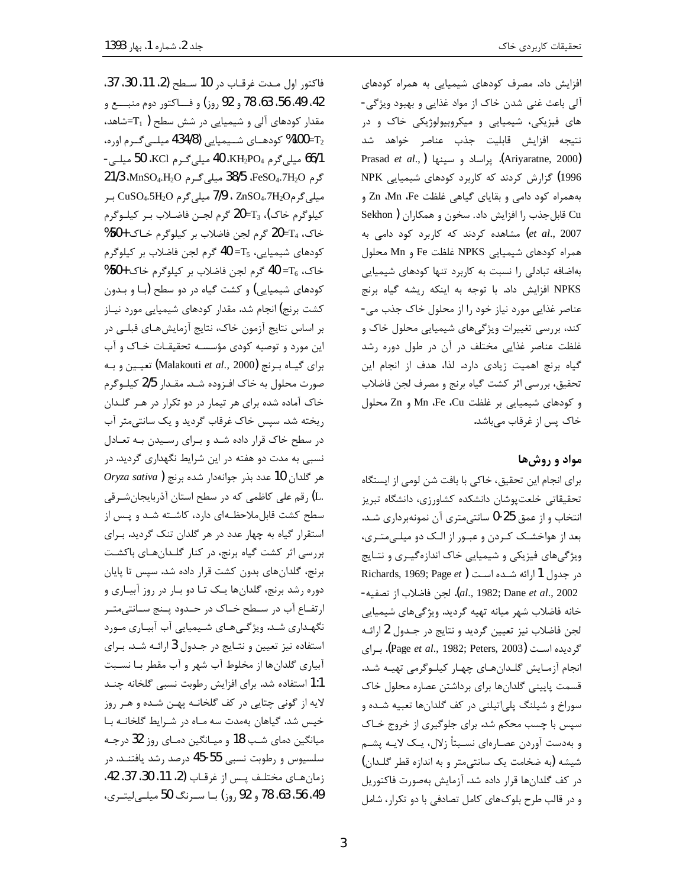افزایش داد. مصرف کودهای شیمیایی به همراه کودهای آلی باعث غنی شدن خاک از مواد غذایی و بهبود ویژگی‌های فیزیکی، شیمیایی و میکروبیولوژیکی خاک و در نتیجه افزایش قابلیت جذب عناصر خواهد شد (Ariyaratne, 2000). پراساد و سینها (Prasad *et al*., 1996) گزارش کردند که کاربرد کودهای شیمیایی NPK به‌همراه کود دامی و بقایای گیاهی غلظت Fe، Mn، Zn و Cu قابل‌جذب را افزایش داد. سخون و همکاران (Sekhon *et al*., 2007) مشاهده کردند که کاربرد کود دامی به همراه کودهای شیمیایی NPKS غلظت Fe و Mn محلول به‌اضافه تبادلی را نسبت به کاربرد تنها کودهای شیمیایی NPKS افزایش داد. با توجه به اینکه ریشه گیاه برنج عناصر غذایی مورد نیاز خود را از محلول خاک جذب می‌کند، بررسی تغییرات ویژگی‌های شیمیایی محلول خاک و غلظت عناصر غذایی مختلف در آن در طول دوره رشد گیاه برنج اهمیت زیادی دارد. لذا، هدف از انجام این تحقیق، بررسی اثر کشت گیاه برنج و مصرف لجن فاضلاب و کودهای شیمیایی بر غلظت Cu، Fe، Mn و Zn محلول خاک پس از غرقاب می‌باشد.

## مواد و روش‌ها

برای انجام این تحقیق، خاکی با بافت شن لومی از ایستگاه تحقیقاتی خلعت‌پوشان دانشکده کشاورزی، دانشگاه تبریز انتخاب و از عمق 25-0 سانتی‌متری آن نمونه‌برداری شد. بعد از هواخشک کردن و عبور از الک دو میلی‌متری، ویژگی‌های فیزیکی و شیمیایی خاک اندازه‌گیری و نتایج در جدول 1 ارائه شده است (Richards, 1969; Page *et al*., 1982; Dane *et al*., 2002). لجن فاضلاب از تصفیه‌خانه فاضلاب شهر میانه تهیه گردید. ویژگی‌های شیمیایی لجن فاضلاب نیز تعیین گردید و نتایج در جدول 2 ارائه گردیده است (Page *et al*., 1982; Peters, 2003). برای انجام آزمایش گلدان‌های چهار کیلوگرمی تهیه شد. قسمت پایینی گلدان‌ها برای برداشتن عصاره محلول خاک سوراخ و شیلنگ پلی‌اتیلنی در کف گلدان‌ها تعبیه شده و سپس با چسب محکم شد. برای جلوگیری از خروج خاک و به‌دست آوردن عصاره‌ای نسبتاً زلال، یک لایه پشم شیشه (به ضخامت یک سانتی‌متر و به اندازه قطر گلدان) در کف گلدان‌ها قرار داده شد. آزمایش به‌صورت فاکتوریل و در قالب طرح بلوک‌های کامل تصادفی با دو تکرار، شامل فاکتور اول مدت غرقاب در 10 سطح (2، 11، 30، 37، 42، 49، 56، 63، 78 و 92 روز) و فاکتور دوم منبع و مقدار کودهای آلی و شیمیایی در شش سطح ($T_1$=شاهد، $T_2$=100% کودهای شیمیایی (434/8 میلی‌گرم اوره، 66/1 میلی‌گرم $KH_2PO_4$، 40 میلی‌گرم KCl، 50 میلی‌گرم $FeSO_4.7H_2O$، 38/5 میلی‌گرم $MnSO_4.H_2O$، 21/3 میلی‌گرم $ZnSO_4.7H_2O$ ، 7/9 میلی‌گرم $CuSO_4.5H_2O$ بر کیلوگرم خاک)، $T_3$=20 گرم لجن فاضلاب بر کیلوگرم خاک، $T_4$=20 گرم لجن فاضلاب بر کیلوگرم خاک+50% کودهای شیمیایی، $T_5$= 40 گرم لجن فاضلاب بر کیلوگرم خاک، $T_6$= 40 گرم لجن فاضلاب بر کیلوگرم خاک+50% کودهای شیمیایی) و کشت گیاه در دو سطح (با و بدون کشت برنج) انجام شد. مقدار کودهای شیمیایی مورد نیاز بر اساس نتایج آزمون خاک، نتایج آزمایش‌های قبلی در این مورد و توصیه کودی مؤسسه تحقیقات خاک و آب برای گیاه برنج (Malakouti *et al*., 2000) تعیین و به صورت محلول به خاک افزوده شد. مقدار 2/5 کیلوگرم خاک آماده شده برای هر تیمار در دو تکرار در هر گلدان ریخته شد. سپس خاک غرقاب گردید و یک سانتی‌متر آب در سطح خاک قرار داده شد و برای رسیدن به تعادل نسبی به مدت دو هفته در این شرایط نگهداری گردید. در هر گلدان 10 عدد بذر جوانه‌دار شده برنج (*Oryza sativa* L.) رقم علی کاظمی که در سطح استان آذربایجان‌شرقی سطح کشت قابل‌ملاحظه‌ای دارد، کاشته شد و پس از استقرار گیاه به چهار عدد در هر گلدان تنک گردید. برای بررسی اثر کشت گیاه برنج، در کنار گلدان‌های باکشت برنج، گلدان‌های بدون کشت قرار داده شد. سپس تا پایان دوره رشد برنج، گلدان‌ها یک تا دو بار در روز آبیاری و ارتفاع آب در سطح خاک در حدود پنج سانتی‌متر نگهداری شد. ویژگی‌های شیمیایی آب آبیاری مورد استفاده نیز تعیین و نتایج در جدول 3 ارائه شد. برای آبیاری گلدان‌ها از مخلوط آب شهر و آب مقطر با نسبت 1:1 استفاده شد. برای افزایش رطوبت نسبی گلخانه چند لایه از گونی چتایی در کف گلخانه پهن شده و هر روز خیس شد. گیاهان به‌مدت سه ماه در شرایط گلخانه با میانگین دمای شب 18 و میانگین دمای روز 32 درجه سلسیوس و رطوبت نسبی 55-45 درصد رشد یافتند. در زمان‌های مختلف پس از غرقاب (2، 11، 30، 37، 42، 49، 56، 63، 78 و 92 روز) با سرنگ 50 میلی‌لیتری،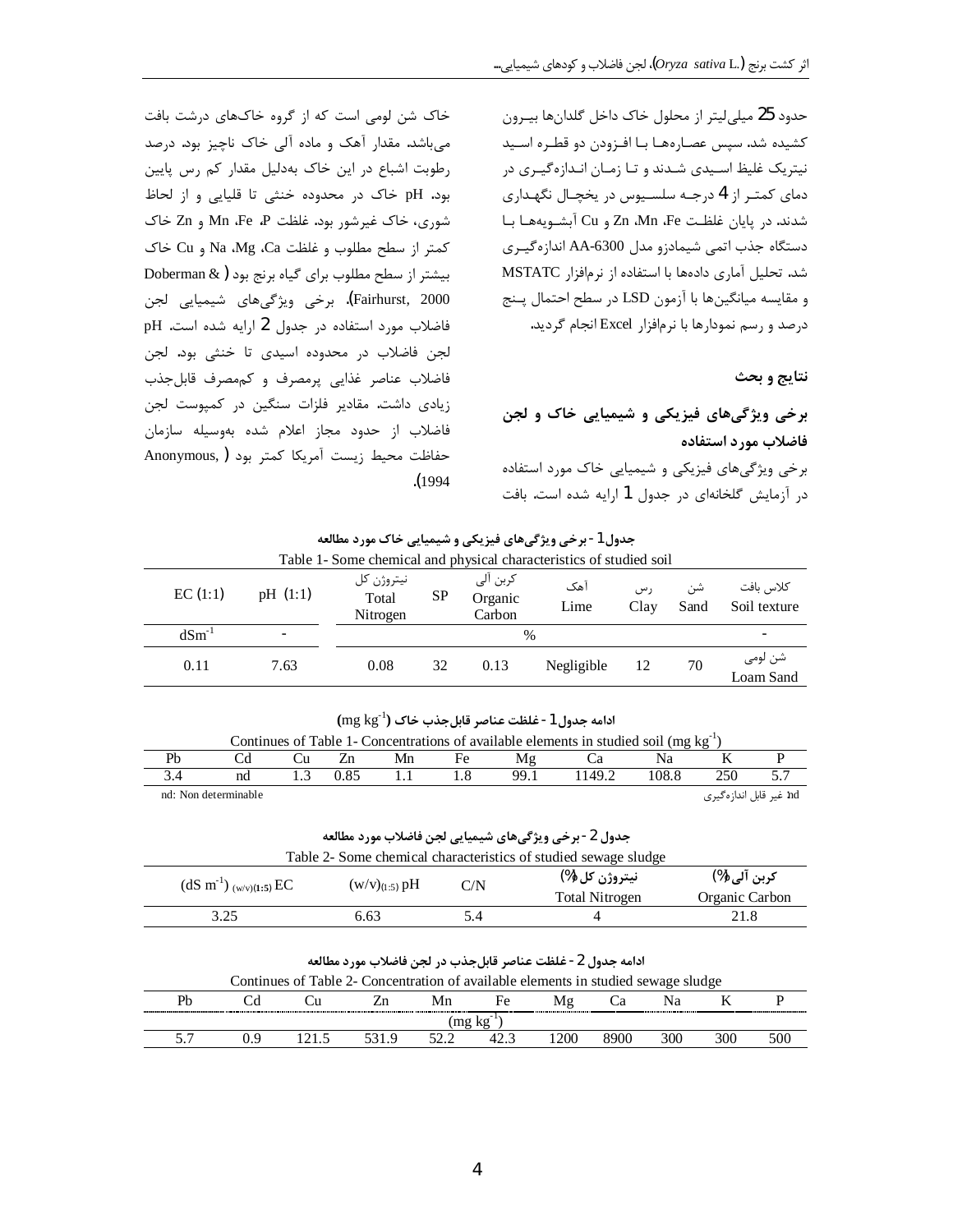حدود 25 میلی‌لیتر از محلول خاک داخل گلدان‌ها بیـرون کشیده شد. سپس عصـاره‌هـا بـا افـزودن دو قطـره اسـید نیتریک غلیظ اسـیدی شـدند و تـا زمـان انـدازه‌گیـری در دمای کمتـر از 4 درجـه سلسـیوس در یخچـال نگهـداری شدند. در پایان غلظـت Fe، Mn، Zn و Cu آبشـویه‌هـا بـا دستگاه جذب اتمی شیمادزو مدل AA-6300 اندازه‌گیـری شد. تحلیل آماری داده‌ها با استفاده از نرم‌افزار MSTATC و مقایسه میانگین‌ها با آزمون LSD در سطح احتمال پـنج درصد و رسم نمودارها با نرم‌افزار Excel انجام گردید.

## نتایج و بحث

### برخی ویژگی‌های فیزیکی و شیمیایی خاک و لجن فاضلاب مورد استفاده

برخی ویژگی‌های فیزیکی و شیمیایی خاک مورد استفاده در آزمایش گلخانه‌ای در جدول 1 ارایه شده است. بافت خاک شن لومی است که از گروه خاک‌های درشت بافت می‌باشد. مقدار آهک و ماده آلی خاک ناچیز بود. درصد رطوبت اشباع در این خاک به‌دلیل مقدار کم رس پایین بود. pH خاک در محدوده خنثی تا قلیایی و از لحاظ شوری، خاک غیرشور بود. غلظت P، Fe، Mn و Zn خاک کمتر از سطح مطلوب و غلظت Ca، Mg، Na و Cu خاک بیشتر از سطح مطلوب برای گیاه برنج بود (Doberman & Fairhurst, 2000). برخی ویژگی‌های شیمیایی لجن فاضلاب مورد استفاده در جدول 2 ارایه شده است. pH لجن فاضلاب در محدوده اسیدی تا خنثی بود. لجن فاضلاب عناصر غذایی پرمصرف و کم‌مصرف قابل‌جذب زیادی داشت. مقادیر فلزات سنگین در کمپوست لجن فاضلاب از حدود مجاز اعلام شده به‌وسیله سازمان حفاظت محیط زیست آمریکا کمتر بود (Anonymous, 1994).

**جدول 1 - برخی ویژگی‌های فیزیکی و شیمیایی خاک مورد مطالعه**

Table 1- Some chemical and physical characteristics of studied soil

| کلاس بافت Soil texture | شن Sand | رس Clay | آهک Lime | کربن آلی Organic Carbon | SP | نیتروژن کل Total Nitrogen | pH (1:1) | EC (1:1) |
|---|---|---|---|---|---|---|---|---|
| - | % | | | | | | - | $dSm^{-1}$ |
| شن لومی Loam Sand | 70 | 12 | Negligible | 0.13 | 32 | 0.08 | 7.63 | 0.11 |

**ادامه جدول 1 - غلظت عناصر قابل‌جذب خاک ($mg\ kg^{-1}$)**

Continues of Table 1- Concentrations of available elements in studied soil ($mg\ kg^{-1}$)

| Pb | Cd | Cu | Zn | Mn | Fe | Mg | Ca | Na | K | P |
|---|---|---|---|---|---|---|---|---|---|---|
| 3.4 | nd | 1.3 | 0.85 | 1.1 | 1.8 | 99.1 | 1149.2 | 108.8 | 250 | 5.7 |

nd: Non determinable

nd: غیر قابل اندازه‌گیری

**جدول 2 - برخی ویژگی‌های شیمیایی لجن فاضلاب مورد مطالعه**

Table 2- Some chemical characteristics of studied sewage sludge

| ($dS\ m^{-1}$) $_{(w/v)(1:5)}$ EC | $(w/v)_{(1:5)}$ pH | C/N | نیتروژن کل (%) Total Nitrogen | کربن آلی (%) Organic Carbon |
|---|---|---|---|---|
| 3.25 | 6.63 | 5.4 | 4 | 21.8 |

**ادامه جدول 2 - غلظت عناصر قابل‌جذب در لجن فاضلاب مورد مطالعه**

Continues of Table 2- Concentration of available elements in studied sewage sludge

| Pb | Cd | Cu | Zn | Mn | Fe | Mg | Ca | Na | K | P |
|---|---|---|---|---|---|---|---|---|---|---|
| ($mg\ kg^{-1}$) | | | | | | | | | | |
| 5.7 | 0.9 | 121.5 | 531.9 | 52.2 | 42.3 | 1200 | 8900 | 300 | 300 | 500 |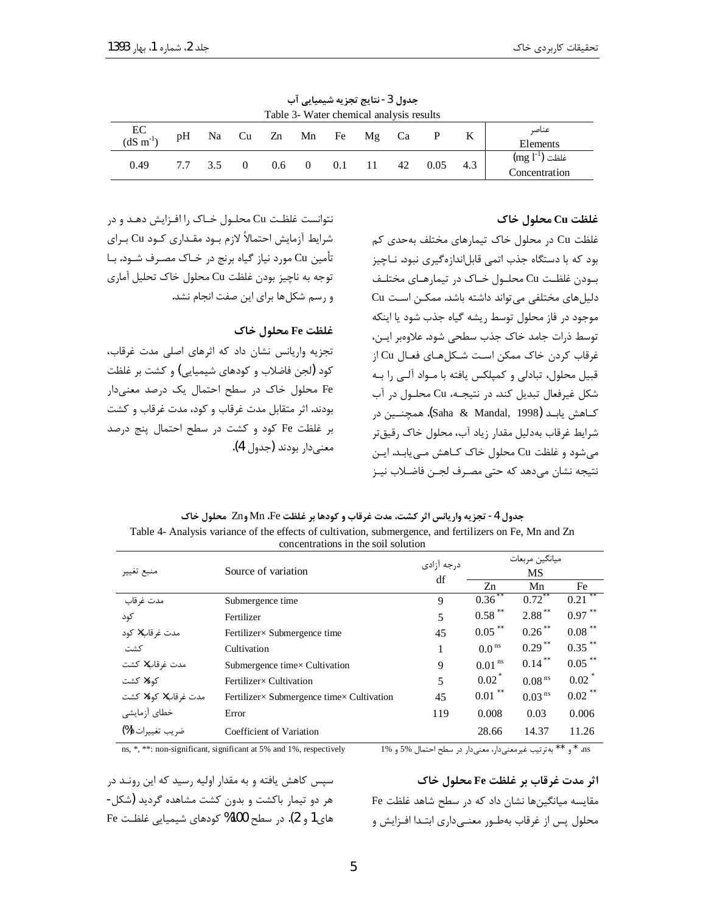جدول 3- نتایج تجزیه شیمیایی آب

Table 3- Water chemical analysis results

| عناصر Elements | K | P | Ca | Mg | Fe | Mn | Zn | Cu | Na | pH | EC ($dS\ m^{-1}$) |
|---|---|---|---|---|---|---|---|---|---|---|---|
| غلظت ($mg\ l^{-1}$) Concentration | 4.3 | 0.05 | 42 | 11 | 0.1 | 0 | 0.6 | 0 | 3.5 | 7.7 | 0.49 |

### غلظت Cu محلول خاک

غلظت Cu در محلول خاک تیمارهای مختلف به‌حدی کم بود که با دستگاه جذب اتمی قابل‌اندازه‌گیری نبود. ناچیز بودن غلظت Cu محلول خاک در تیمارهای مختلف دلیل‌های مختلفی می‌تواند داشته باشد. ممکن است Cu موجود در فاز محلول توسط ریشه گیاه جذب شود یا اینکه توسط ذرات جامد خاک جذب سطحی شود. علاوه‌بر این، غرقاب کردن خاک ممکن است شکل‌های فعال Cu از قبیل محلول، تبادلی و کمپلکس یافته با مواد آلی را به شکل غیرفعال تبدیل کند. در نتیجه، Cu محلول در آب کاهش یابد (Saha & Mandal, 1998). همچنین در شرایط غرقاب به‌دلیل مقدار زیاد آب، محلول خاک رقیق‌تر می‌شود و غلظت Cu محلول خاک کاهش می‌یابد. این نتیجه نشان می‌دهد که حتی مصرف لجن فاضلاب نیز نتوانست غلظت Cu محلول خاک را افزایش دهد و در شرایط آزمایش احتمالاً لازم بود مقداری کود Cu برای تأمین Cu مورد نیاز گیاه برنج در خاک مصرف شود. با توجه به ناچیز بودن غلظت Cu محلول خاک تحلیل آماری و رسم شکل‌ها برای این صفت انجام نشد.

### غلظت Fe محلول خاک

تجزیه واریانس نشان داد که اثرهای اصلی مدت غرقاب، کود (لجن فاضلاب و کودهای شیمیایی) و کشت بر غلظت Fe محلول خاک در سطح احتمال یک درصد معنی‌دار بودند. اثر متقابل مدت غرقاب و کود، مدت غرقاب و کشت بر غلظت Fe کود و کشت در سطح احتمال پنج درصد معنی‌دار بودند (جدول 4).

جدول 4- تجزیه واریانس اثر کشت، مدت غرقاب و کودها بر غلظت Fe، Mn و Zn محلول خاک

Table 4- Analysis variance of the effects of cultivation, submergence, and fertilizers on Fe, Mn and Zn concentrations in the soil solution

| منبع تغییر | Source of variation | درجه آزادی df | میانگین مربعات MS Zn | Mn | Fe |
|---|---|---|---|---|---|
| مدت غرقاب | Submergence time | 9 | $0.36^{**}$ | $0.72^{**}$ | $0.21^{**}$ |
| کود | Fertilizer | 5 | $0.58^{**}$ | $2.88^{**}$ | $0.97^{**}$ |
| مدت غرقاب× کود | Fertilizer× Submergence time | 45 | $0.05^{**}$ | $0.26^{**}$ | $0.08^{**}$ |
| کشت | Cultivation | 1 | $0.0^{ns}$ | $0.29^{**}$ | $0.35^{**}$ |
| مدت غرقاب× کشت | Submergence time× Cultivation | 9 | $0.01^{ns}$ | $0.14^{**}$ | $0.05^{**}$ |
| کود× کشت | Fertilizer× Cultivation | 5 | $0.02^{*}$ | $0.08^{ns}$ | $0.02^{*}$ |
| مدت غرقاب× کود× کشت | Fertilizer× Submergence time× Cultivation | 45 | $0.01^{**}$ | $0.03^{ns}$ | $0.02^{**}$ |
| خطای آزمایشی | Error | 119 | 0.008 | 0.03 | 0.006 |
| ضریب تغییرات (%) | Coefficient of Variation | | 28.66 | 14.37 | 11.26 |

ns, *, **: non-significant, significant at 5% and 1%, respectively

ns، * و ** به‌ترتیب غیرمعنی‌دار، معنی‌دار در سطح احتمال 5% و 1%

### اثر مدت غرقاب بر غلظت Fe محلول خاک

مقایسه میانگین‌ها نشان داد که در سطح شاهد غلظت Fe محلول پس از غرقاب به‌طور معنی‌داری ابتدا افزایش و سپس کاهش یافته و به مقدار اولیه رسید که این روند در هر دو تیمار باکشت و بدون کشت مشاهده گردید (شکل‌های 1 و 2). در سطح 100% کودهای شیمیایی غلظت Fe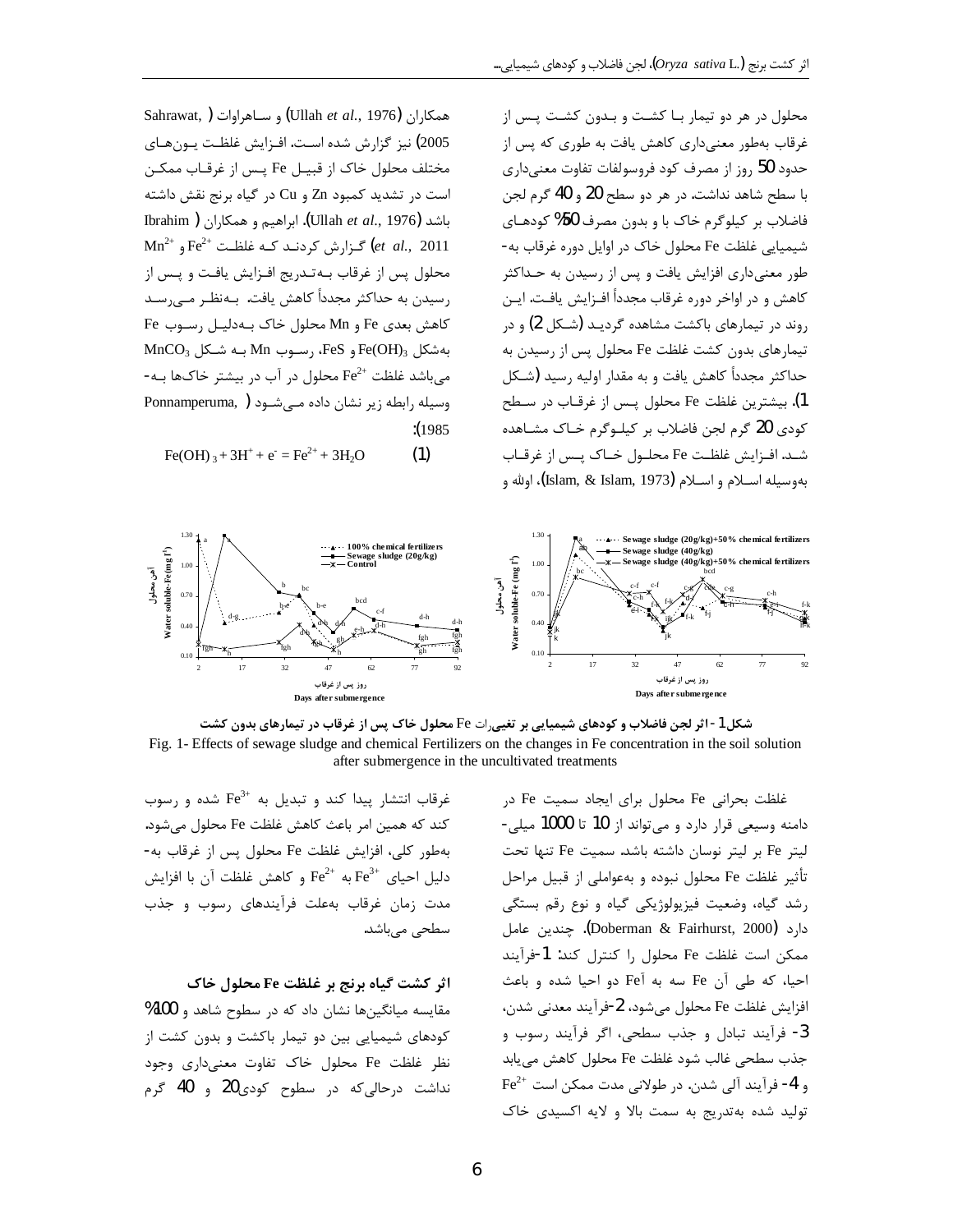محلول در هر دو تیمار بـا کشـت و بـدون کشـت پـس از غرقاب به‌طور معنی‌داری کاهش یافت به طوری که پس از حدود 50 روز از مصرف کود فروسولفات تفاوت معنی‌داری با سطح شاهد نداشت. در هر دو سطح 20 و 40 گرم لجن فاضلاب بر کیلوگرم خاک با و بدون مصرف 50% کودهـای شیمیایی غلظت Fe محلول خاک در اوایل دوره غرقاب به‌طور معنی‌داری افزایش یافت و پس از رسیدن به حـداکثر کاهش و در اواخر دوره غرقاب مجدداً افـزایش یافـت. ایـن روند در تیمارهای باکشت مشاهده گردیـد (شـکل 2) و در تیمارهای بدون کشت غلظت Fe محلول پس از رسیدن به حداکثر مجدداً کاهش یافت و به مقدار اولیه رسید (شـکل 1). بیشترین غلظت Fe محلول پـس از غرقـاب در سـطح کودی 20 گرم لجن فاضلاب بر کیلـوگرم خـاک مشـاهده شـد. افـزایش غلظـت Fe محلـول خـاک پـس از غرقـاب به‌وسیله اسـلام و اسـلام (Islam, & Islam, 1973)، اولله و همکاران (Ullah *et al.*, 1976) و سـاهراوات (Sahrawat, 2005) نیز گزارش شده اسـت. افـزایش غلظـت یـون‌هـای مختلف محلول خاک از قبیـل Fe پـس از غرقـاب ممکـن است در تشدید کمبود Zn و Cu در گیاه برنج نقش داشته باشد (Ullah *et al.*, 1976). ابراهیم و همکاران (Ibrahim *et al.*, 2011) گـزارش کردنـد کـه غلظـت $Fe^{2+}$ و $Mn^{2+}$ محلول پس از غرقاب بـه‌تـدریج افـزایش یافـت و پـس از رسیدن به حداکثر مجدداً کاهش یافت. بـه‌نظـر مـی‌رسـد کاهش بعدی Fe و Mn محلول خاک بـه‌دلیـل رسـوب Fe به‌شکل $Fe(OH)_3$ و FeS، رسـوب Mn بـه شـکل $MnCO_3$ می‌باشد غلظت $Fe^{2+}$ محلول در آب در بیشتر خاک‌ها بـه‌وسیله رابطه زیر نشان داده مـی‌شـود (Ponnamperuma, 1985):

$$Fe(OH)_3 + 3H^+ + e^- = Fe^{2+} + 3H_2O \qquad (1)$$

**شکل 1- اثر لجن فاضلاب و کودهای شیمیایی بر تغییرات Fe محلول خاک پس از غرقاب در تیمارهای بدون کشت**

Fig. 1- Effects of sewage sludge and chemical Fertilizers on the changes in Fe concentration in the soil solution after submergence in the uncultivated treatments

غلظت بحرانی Fe محلول برای ایجاد سمیت Fe در دامنه وسیعی قرار دارد و می‌تواند از 10 تا 1000 میلی‌لیتر Fe بر لیتر نوسان داشته باشد. سمیت Fe تنها تحت تأثیر غلظت Fe محلول نبوده و به‌عواملی از قبیل مراحل رشد گیاه، وضعیت فیزیولوژیکی گیاه و نوع رقم بستگی دارد (Doberman & Fairhurst, 2000). چندین عامل ممکن است غلظت Fe محلول را کنترل کند: 1-فرآیند احیا، که طی آن Fe سه به آهن دو احیا شده و باعث افزایش غلظت Fe محلول می‌شود، 2-فرآیند معدنی شدن، 3- فرآیند تبادل و جذب سطحی، اگر فرآیند رسوب و جذب سطحی غالب شود غلظت Fe محلول کاهش می‌یابد و 4- فرآیند آلی شدن. در طولانی مدت ممکن است $Fe^{2+}$ تولید شده به‌تدریج به سمت بالا و لایه اکسیدی خاک غرقاب انتشار پیدا کند و تبدیل به $Fe^{3+}$ شده و رسوب کند که همین امر باعث کاهش غلظت Fe محلول می‌شود. به‌طور کلی، افزایش غلظت Fe محلول پس از غرقاب به‌دلیل احیای $Fe^{3+}$ به $Fe^{2+}$ و کاهش غلظت آن با افزایش مدت زمان غرقاب به‌علت فرآیندهای رسوب و جذب سطحی می‌باشد.

### اثر کشت گیاه برنج بر غلظت Fe محلول خاک

مقایسه میانگین‌ها نشان داد که در سطوح شاهد و 100% کودهای شیمیایی بین دو تیمار باکشت و بدون کشت از نظر غلظت Fe محلول خاک تفاوت معنی‌داری وجود نداشت درحالی‌که در سطوح کودی 20 و 40 گرم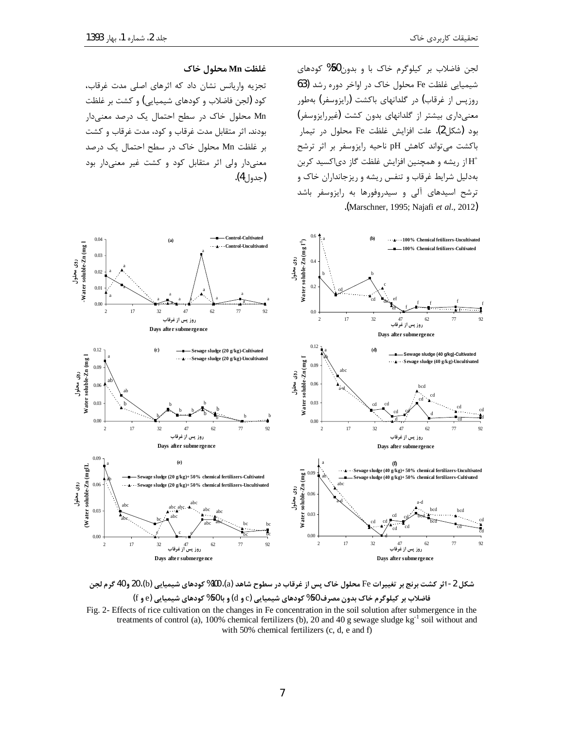لجن فاضلاب بر کیلوگرم خاک با و بدون50% کودهای شیمیایی غلظت Fe محلول خاک در اواخر دوره رشد (63 روزپس از غرقاب) در گلدانهای باکشت (رایزوسفر) به‌طور معنی‌داری بیشتر از گلدانهای بدون کشت (غیررایزوسفر) بود (شکل2). علت افزایش غلظت Fe محلول در تیمار باکشت می‌تواند کاهش pH ناحیه رایزوسفر بر اثر ترشح $H^+$ از ریشه و همچنین افزایش غلظت گاز دی‌اکسید کربن به‌دلیل شرایط غرقاب و تنفس ریشه و ریزجانداران خاک و ترشح اسیدهای آلی و سیدروفورها به رایزوسفر باشد (Marschner, 1995; Najafi *et al*., 2012).

### غلظت Mn محلول خاک

تجزیه واریانس نشان داد که اثرهای اصلی مدت غرقاب، کود (لجن فاضلاب و کودهای شیمیایی) و کشت بر غلظت Mn محلول خاک در سطح احتمال یک درصد معنی‌دار بودند. اثر متقابل مدت غرقاب و کود، مدت غرقاب و کشت بر غلظت Mn محلول خاک در سطح احتمال یک درصد معنی‌دار ولی اثر متقابل کود و کشت غیر معنی‌دار بود (جدول4).

**شکل 2 - اثر کشت برنج بر تغییرات Fe محلول خاک پس از غرقاب در سطوح شاهد (a)، 100% کودهای شیمیایی (b)، 20 و40 گرم لجن فاضلاب بر کیلوگرم خاک بدون مصرف50% کودهای شیمیایی (c و d) و با50% کودهای شیمیایی (e و f)**

Fig. 2- Effects of rice cultivation on the changes in Fe concentration in the soil solution after submergence in the treatments of control (a), 100% chemical fertilizers (b), 20 and 40 g sewage sludge $kg^{-1}$ soil without and with 50% chemical fertilizers (c, d, e and f)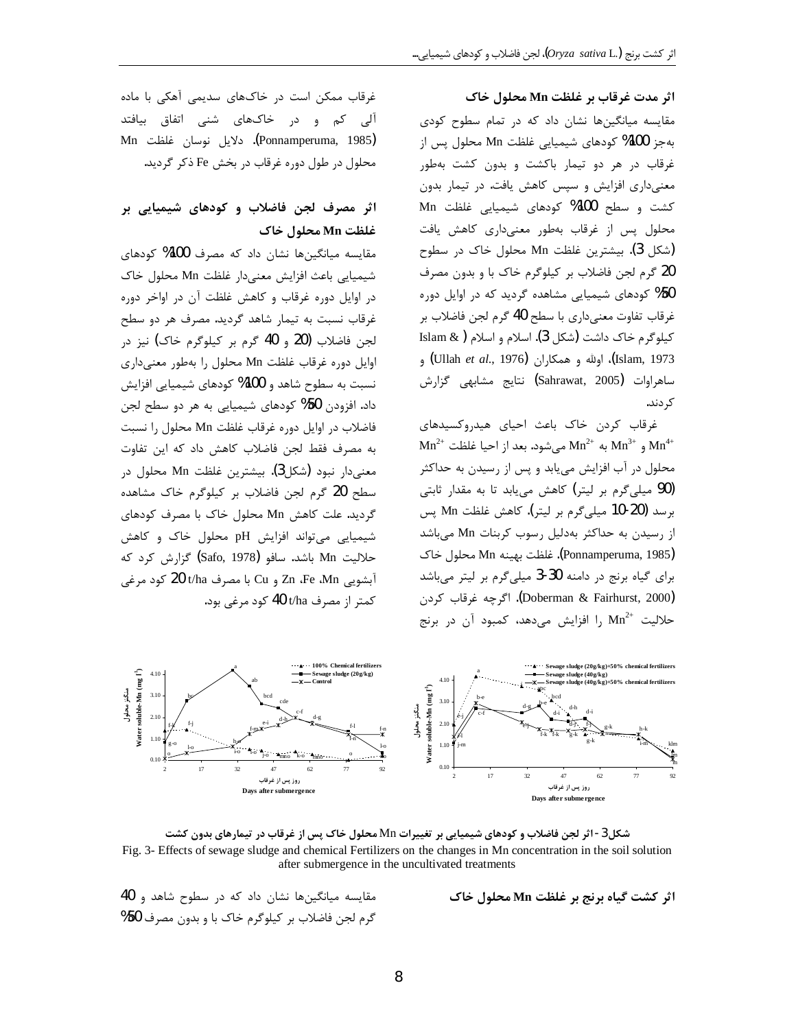### اثر مدت غرقاب بر غلظت Mn محلول خاک

مقایسه میانگین‌ها نشان داد که در تمام سطوح کودی به‌جز 100% کودهای شیمیایی غلظت Mn محلول پس از غرقاب در هر دو تیمار باکشت و بدون کشت به‌طور معنی‌داری افزایش و سپس کاهش یافت. در تیمار بدون کشت و سطح 100% کودهای شیمیایی غلظت Mn محلول پس از غرقاب به‌طور معنی‌داری کاهش یافت (شکل 3). بیشترین غلظت Mn محلول خاک در سطوح 20 گرم لجن فاضلاب بر کیلوگرم خاک با و بدون مصرف 50% کودهای شیمیایی مشاهده گردید که در اوایل دوره غرقاب تفاوت معنی‌داری با سطح 40 گرم لجن فاضلاب بر کیلوگرم خاک داشت (شکل 3). اسلام و اسلام (Islam & Islam, 1973)، اولله و همکاران (Ullah *et al.*, 1976) و ساهراوات (Sahrawat, 2005) نتایج مشابهی گزارش کردند.

غرقاب کردن خاک باعث احیای هیدروکسیدهای $Mn^{4+}$ و $Mn^{3+}$ به $Mn^{2+}$ می‌شود. بعد از احیا غلظت $Mn^{2+}$ محلول در آب افزایش می‌یابد و پس از رسیدن به حداکثر (90 میلی‌گرم بر لیتر) کاهش می‌یابد تا به مقدار ثابتی برسد (20-10 میلی‌گرم بر لیتر). کاهش غلظت Mn پس از رسیدن به حداکثر به‌دلیل رسوب کربنات Mn می‌باشد (Ponnamperuma, 1985). غلظت بهینه Mn محلول خاک برای گیاه برنج در دامنه 30-3 میلی‌گرم بر لیتر می‌باشد (Doberman & Fairhurst, 2000). اگرچه غرقاب کردن حلالیت $Mn^{2+}$ را افزایش می‌دهد، کمبود آن در برنج غرقاب ممکن است در خاک‌های سدیمی آهکی با ماده آلی کم و در خاک‌های شنی اتفاق بیافتد (Ponnamperuma, 1985). دلایل نوسان غلظت Mn محلول در طول دوره غرقاب در بخش Fe ذکر گردید.

### اثر مصرف لجن فاضلاب و کودهای شیمیایی بر غلظت Mn محلول خاک

مقایسه میانگین‌ها نشان داد که مصرف 100% کودهای شیمیایی باعث افزایش معنی‌دار غلظت Mn محلول خاک در اوایل دوره غرقاب و کاهش غلظت آن در اواخر دوره غرقاب نسبت به تیمار شاهد گردید. مصرف هر دو سطح لجن فاضلاب (20 و 40 گرم بر کیلوگرم خاک) نیز در اوایل دوره غرقاب غلظت Mn محلول را به‌طور معنی‌داری نسبت به سطوح شاهد و 100% کودهای شیمیایی افزایش داد. افزودن 50% کودهای شیمیایی به هر دو سطح لجن فاضلاب در اوایل دوره غرقاب غلظت Mn محلول را نسبت به مصرف فقط لجن فاضلاب کاهش داد که این تفاوت معنی‌دار نبود (شکل3). بیشترین غلظت Mn محلول در سطح 20 گرم لجن فاضلاب بر کیلوگرم خاک مشاهده گردید. علت کاهش Mn محلول خاک با مصرف کودهای شیمیایی می‌تواند افزایش pH محلول خاک و کاهش حلالیت Mn باشد. سافو (Safo, 1978) گزارش کرد که آبشویی Mn، Fe، Zn و Cu با مصرف 20 t/ha کود مرغی کمتر از مصرف 40 t/ha کود مرغی بود.

شکل3 - اثر لجن فاضلاب و کودهای شیمیایی بر تغییرات Mn محلول خاک پس از غرقاب در تیمارهای بدون کشت

Fig. 3- Effects of sewage sludge and chemical Fertilizers on the changes in Mn concentration in the soil solution after submergence in the uncultivated treatments

### اثر کشت گیاه برنج بر غلظت Mn محلول خاک

مقایسه میانگین‌ها نشان داد که در سطوح شاهد و 40 گرم لجن فاضلاب بر کیلوگرم خاک با و بدون مصرف 50%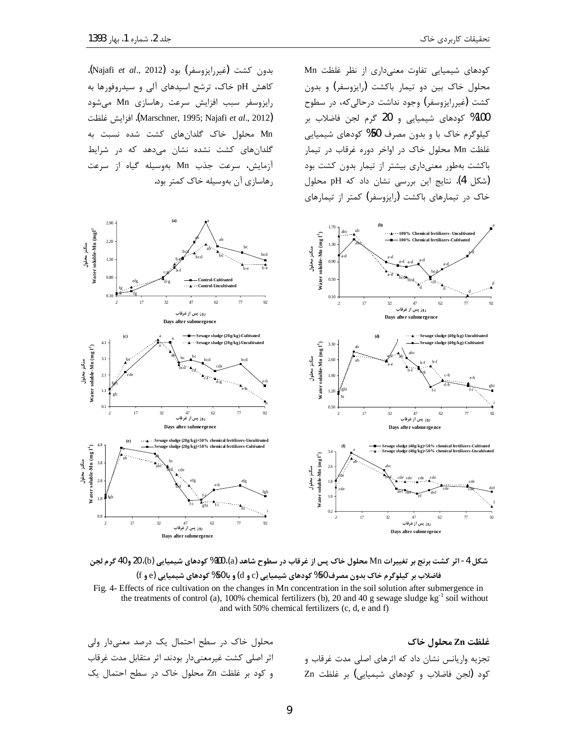کودهای شیمیایی تفاوت معنی‌داری از نظر غلظت Mn محلول خاک بین دو تیمار باکشت (رایزوسفر) و بدون کشت (غیرریزوسفر) وجود نداشت درحالی‌که، در سطوح 100% کودهای شیمیایی و 20 گرم لجن فاضلاب بر کیلوگرم خاک با و بدون مصرف 50% کودهای شیمیایی غلظت Mn محلول خاک در اواخر دوره غرقاب در تیمار باکشت به‌طور معنی‌داری بیشتر از تیمار بدون کشت بود (شکل 4). نتایج این بررسی نشان داد که pH محلول خاک در تیمارهای باکشت (رایزوسفر) کمتر از تیمارهای بدون کشت (غیرریزوسفر) بود (Najafi *et al*., 2012). کاهش pH خاک، ترشح اسیدهای آلی و سیدروفورها به رایزوسفر سبب افزایش سرعت رهاسازی Mn می‌شود (Marschner, 1995; Najafi *et al*., 2012). افزایش غلظت Mn محلول خاک گلدان‌های کشت شده نسبت به گلدان‌های کشت نشده نشان می‌دهد که در شرایط آزمایش، سرعت جذب Mn به‌وسیله گیاه از سرعت رهاسازی آن به‌وسیله خاک کمتر بود.

**شکل 4- اثر کشت برنج بر تغییرات Mn محلول خاک پس از غرقاب در سطوح شاهد (a)، 100% کودهای شیمیایی (b)، 20 و 40 گرم لجن فاضلاب بر کیلوگرم خاک بدون مصرف 50% کودهای شیمیایی (c و d) و با 50% کودهای شیمیایی (e و f)**

Fig. 4- Effects of rice cultivation on the changes in Mn concentration in the soil solution after submergence in the treatments of control (a), 100% chemical fertilizers (b), 20 and 40 g sewage sludge $kg^{-1}$ soil without and with 50% chemical fertilizers (c, d, e and f)

### غلظت Zn محلول خاک

تجزیه واریانس نشان داد که اثرهای اصلی مدت غرقاب و کود (لجن فاضلاب و کودهای شیمیایی) بر غلظت Zn محلول خاک در سطح احتمال یک درصد معنی‌دار ولی اثر اصلی کشت غیرمعنی‌دار بودند. اثر متقابل مدت غرقاب و کود بر غلظت Zn محلول خاک در سطح احتمال یک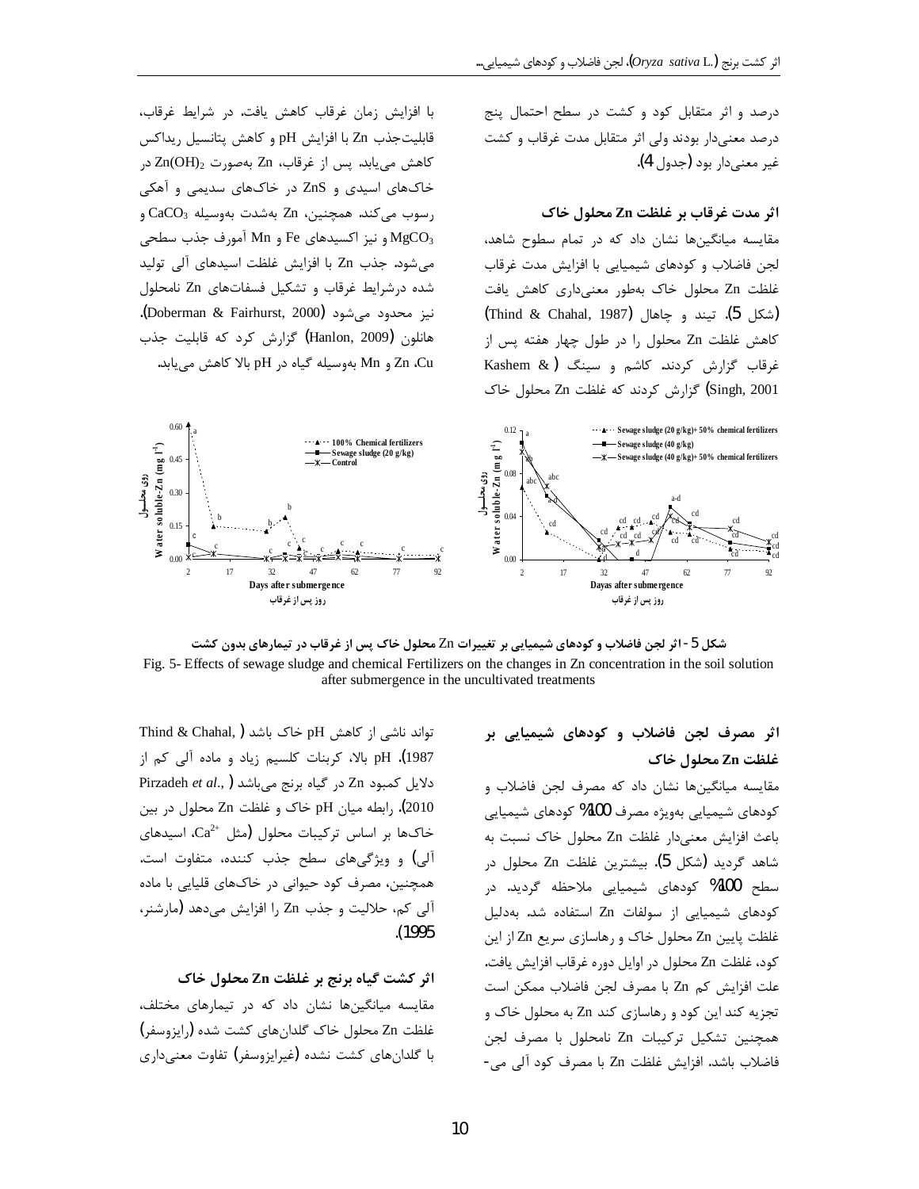درصد و اثر متقابل کود و کشت در سطح احتمال پنج درصد معنی‌دار بودند ولی اثر متقابل مدت غرقاب و کشت غیر معنی‌دار بود (جدول 4).

### اثر مدت غرقاب بر غلظت Zn محلول خاک

مقایسه میانگین‌ها نشان داد که در تمام سطوح شاهد، لجن فاضلاب و کودهای شیمیایی با افزایش مدت غرقاب غلظت Zn محلول خاک به‌طور معنی‌داری کاهش یافت (شکل 5). تیند و چاهال (Thind & Chahal, 1987) کاهش غلظت Zn محلول را در طول چهار هفته پس از غرقاب گزارش کردند. کاشم و سینگ (Kashem & Singh, 2001) گزارش کردند که غلظت Zn محلول خاک با افزایش زمان غرقاب کاهش یافت. در شرایط غرقاب، قابلیت‌جذب Zn با افزایش pH و کاهش پتانسیل ریداکس کاهش می‌یابد. پس از غرقاب، Zn به‌صورت $Zn(OH)_2$ در خاک‌های اسیدی و ZnS در خاک‌های سدیمی و آهکی رسوب می‌کند. همچنین، Zn به‌شدت به‌وسیله $CaCO_3$ و $MgCO_3$ و نیز اکسیدهای Fe و Mn آمورف جذب سطحی می‌شود. جذب Zn با افزایش غلظت اسیدهای آلی تولید شده درشرایط غرقاب و تشکیل فسفات‌های Zn نامحلول نیز محدود می‌شود (Doberman & Fairhurst, 2000). هانلون (Hanlon, 2009) گزارش کرد که قابلیت جذب Zn، Cu و Mn به‌وسیله گیاه در pH بالا کاهش می‌یابد.

شکل 5- اثر لجن فاضلاب و کودهای شیمیایی بر تغییرات Zn محلول خاک پس از غرقاب در تیمارهای بدون کشت

Fig. 5- Effects of sewage sludge and chemical Fertilizers on the changes in Zn concentration in the soil solution after submergence in the uncultivated treatments

### اثر مصرف لجن فاضلاب و کودهای شیمیایی بر غلظت Zn محلول خاک

مقایسه میانگین‌ها نشان داد که مصرف لجن فاضلاب و کودهای شیمیایی به‌ویژه مصرف 100% کودهای شیمیایی باعث افزایش معنی‌دار غلظت Zn محلول خاک نسبت به شاهد گردید (شکل 5). بیشترین غلظت Zn محلول در سطح 100% کودهای شیمیایی ملاحظه گردید. در کودهای شیمیایی از سولفات Zn استفاده شد. به‌دلیل غلظت پایین Zn محلول خاک و رهاسازی سریع Zn از این کود، غلظت Zn محلول در اوایل دوره غرقاب افزایش یافت. علت افزایش کم Zn با مصرف لجن فاضلاب ممکن است تجزیه کند این کود و رهاسازی کند Zn به محلول خاک و همچنین تشکیل ترکیبات Zn نامحلول با مصرف لجن فاضلاب باشد. افزایش غلظت Zn با مصرف کود آلی می‌تواند ناشی از کاهش pH خاک باشد (Thind & Chahal, 1987). pH بالا، کربنات کلسیم زیاد و ماده آلی کم از دلایل کمبود Zn در گیاه برنج می‌باشد (Pirzadeh *et al*., 2010). رابطه میان pH خاک و غلظت Zn محلول در بین خاک‌ها بر اساس ترکیبات محلول (مثل $Ca^{2+}$، اسیدهای آلی) و ویژگی‌های سطح جذب کننده، متفاوت است. همچنین، مصرف کود حیوانی در خاک‌های قلیایی با ماده آلی کم، حلالیت و جذب Zn را افزایش می‌دهد (مارشنر، 1995).

### اثر کشت گیاه برنج بر غلظت Zn محلول خاک

مقایسه میانگین‌ها نشان داد که در تیمارهای مختلف، غلظت Zn محلول خاک گلدان‌های کشت شده (رایزوسفر) با گلدان‌های کشت نشده (غیرایزوسفر) تفاوت معنی‌داری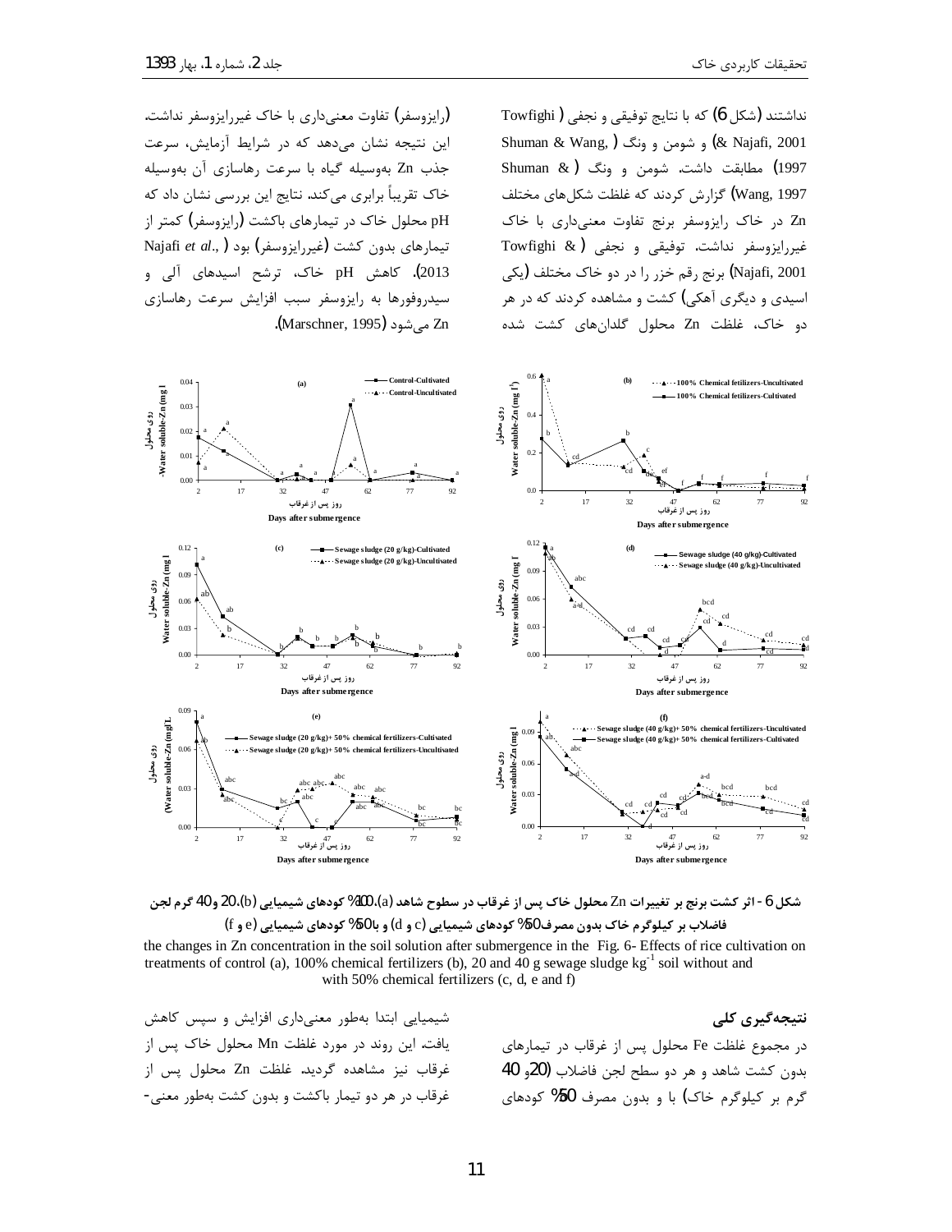نداشتند (شکل 6) که با نتایج توفیقی و نجفی (Towfighi & Najafi, 2001) و شومن و ونگ (Shuman & Wang, 1997) مطابقت داشت. شومن و ونگ (Shuman & Wang, 1997) گزارش کردند که غلظت شکل‌های مختلف Zn در خاک رایزوسفر برنج تفاوت معنی‌داری با خاک غیررایزوسفر نداشت. توفیقی و نجفی (Towfighi & Najafi, 2001) برنج رقم خزر را در دو خاک مختلف (یکی اسیدی و دیگری آهکی) کشت و مشاهده کردند که در هر دو خاک، غلظت Zn محلول گلدان‌های کشت شده (رایزوسفر) تفاوت معنی‌داری با خاک غیررایزوسفر نداشت. این نتیجه نشان می‌دهد که در شرایط آزمایش، سرعت جذب Zn به‌وسیله گیاه با سرعت رهاسازی آن به‌وسیله خاک تقریباً برابری می‌کند. نتایج این بررسی نشان داد که pH محلول خاک در تیمارهای باکشت (رایزوسفر) کمتر از تیمارهای بدون کشت (غیررایزوسفر) بود (Najafi *et al*., 2013). کاهش pH خاک، ترشح اسیدهای آلی و سیدروفورها به رایزوسفر سبب افزایش سرعت رهاسازی Zn می‌شود (Marschner, 1995).

شکل 6 - اثر کشت برنج بر تغییرات Zn محلول خاک پس از غرقاب در سطوح شاهد (a)، 100% کودهای شیمیایی (b)، 20 و 40 گرم لجن فاضلاب بر کیلوگرم خاک بدون مصرف 50% کودهای شیمیایی (c و d) و با 50% کودهای شیمیایی (e و f)

Fig. 6- Effects of rice cultivation on the changes in Zn concentration in the soil solution after submergence in the treatments of control (a), 100% chemical fertilizers (b), 20 and 40 g sewage sludge $kg^{-1}$ soil without and with 50% chemical fertilizers (c, d, e and f)

## نتیجه‌گیری کلی

در مجموع غلظت Fe محلول پس از غرقاب در تیمارهای بدون کشت شاهد و هر دو سطح لجن فاضلاب (20 و 40 گرم بر کیلوگرم خاک) با و بدون مصرف 50% کودهای شیمیایی ابتدا به‌طور معنی‌داری افزایش و سپس کاهش یافت. این روند در مورد غلظت Mn محلول خاک پس از غرقاب نیز مشاهده گردید. غلظت Zn محلول پس از غرقاب در هر دو تیمار باکشت و بدون کشت به‌طور معنی-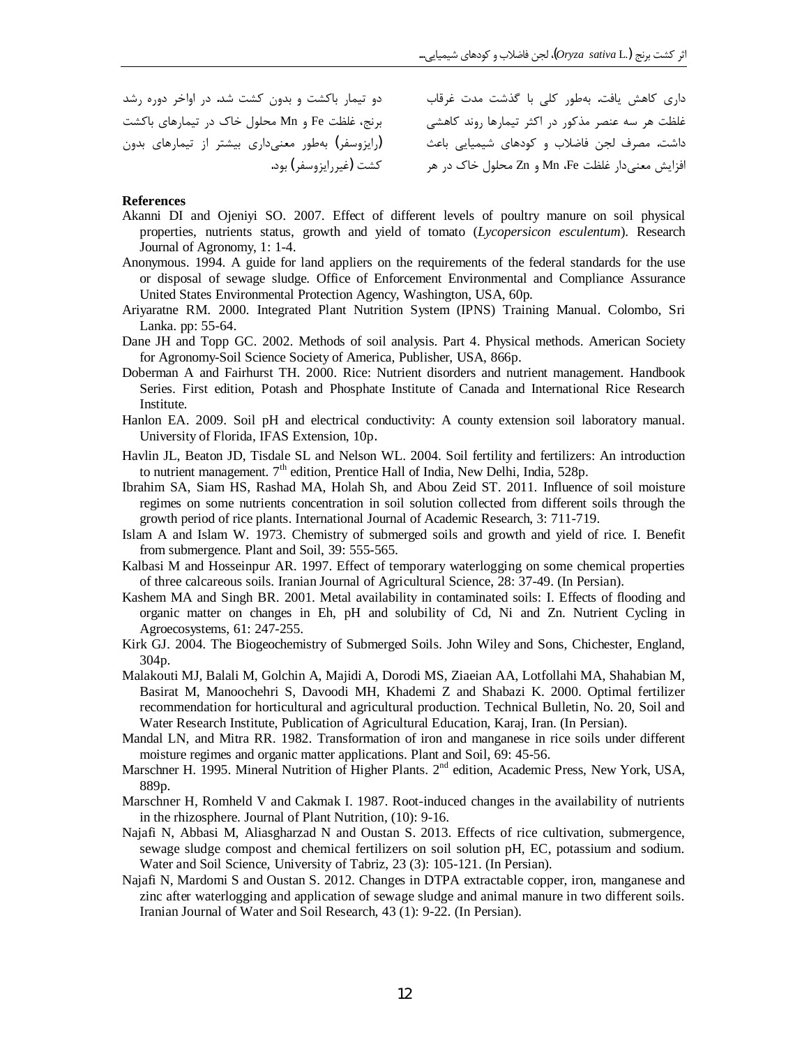داری کاهش یافت. به‌طور کلی با گذشت مدت غرقاب غلظت هر سه عنصر مذکور در اکثر تیمارها روند کاهشی داشت. مصرف لجن فاضلاب و کودهای شیمیایی باعث افزایش معنی‌دار غلظت Fe، Mn و Zn محلول خاک در هر دو تیمار باکشت و بدون کشت شد. در اواخر دوره رشد برنج، غلظت Fe و Mn محلول خاک در تیمارهای باکشت (رایزوسفر) به‌طور معنی‌داری بیشتر از تیمارهای بدون کشت (غیررایزوسفر) بود.

**References**

Akanni DI and Ojeniyi SO. 2007. Effect of different levels of poultry manure on soil physical properties, nutrients status, growth and yield of tomato (*Lycopersicon esculentum*). Research Journal of Agronomy, 1: 1-4.

Anonymous. 1994. A guide for land appliers on the requirements of the federal standards for the use or disposal of sewage sludge. Office of Enforcement Environmental and Compliance Assurance United States Environmental Protection Agency, Washington, USA, 60p.

Ariyaratne RM. 2000. Integrated Plant Nutrition System (IPNS) Training Manual. Colombo, Sri Lanka. pp: 55-64.

Dane JH and Topp GC. 2002. Methods of soil analysis. Part 4. Physical methods. American Society for Agronomy-Soil Science Society of America, Publisher, USA, 866p.

Doberman A and Fairhurst TH. 2000. Rice: Nutrient disorders and nutrient management. Handbook Series. First edition, Potash and Phosphate Institute of Canada and International Rice Research Institute.

Hanlon EA. 2009. Soil pH and electrical conductivity: A county extension soil laboratory manual. University of Florida, IFAS Extension, 10p.

Havlin JL, Beaton JD, Tisdale SL and Nelson WL. 2004. Soil fertility and fertilizers: An introduction to nutrient management. 7th edition, Prentice Hall of India, New Delhi, India, 528p.

Ibrahim SA, Siam HS, Rashad MA, Holah Sh, and Abou Zeid ST. 2011. Influence of soil moisture regimes on some nutrients concentration in soil solution collected from different soils through the growth period of rice plants. International Journal of Academic Research, 3: 711-719.

Islam A and Islam W. 1973. Chemistry of submerged soils and growth and yield of rice. I. Benefit from submergence. Plant and Soil, 39: 555-565.

Kalbasi M and Hosseinpur AR. 1997. Effect of temporary waterlogging on some chemical properties of three calcareous soils. Iranian Journal of Agricultural Science, 28: 37-49. (In Persian).

Kashem MA and Singh BR. 2001. Metal availability in contaminated soils: I. Effects of flooding and organic matter on changes in Eh, pH and solubility of Cd, Ni and Zn. Nutrient Cycling in Agroecosystems, 61: 247-255.

Kirk GJ. 2004. The Biogeochemistry of Submerged Soils. John Wiley and Sons, Chichester, England, 304p.

Malakouti MJ, Balali M, Golchin A, Majidi A, Dorodi MS, Ziaeian AA, Lotfollahi MA, Shahabian M, Basirat M, Manoochehri S, Davoodi MH, Khademi Z and Shabazi K. 2000. Optimal fertilizer recommendation for horticultural and agricultural production. Technical Bulletin, No. 20, Soil and Water Research Institute, Publication of Agricultural Education, Karaj, Iran. (In Persian).

Mandal LN, and Mitra RR. 1982. Transformation of iron and manganese in rice soils under different moisture regimes and organic matter applications. Plant and Soil, 69: 45-56.

Marschner H. 1995. Mineral Nutrition of Higher Plants. 2nd edition, Academic Press, New York, USA, 889p.

Marschner H, Romheld V and Cakmak I. 1987. Root-induced changes in the availability of nutrients in the rhizosphere. Journal of Plant Nutrition, (10): 9-16.

Najafi N, Abbasi M, Aliasgharzad N and Oustan S. 2013. Effects of rice cultivation, submergence, sewage sludge compost and chemical fertilizers on soil solution pH, EC, potassium and sodium. Water and Soil Science, University of Tabriz, 23 (3): 105-121. (In Persian).

Najafi N, Mardomi S and Oustan S. 2012. Changes in DTPA extractable copper, iron, manganese and zinc after waterlogging and application of sewage sludge and animal manure in two different soils. Iranian Journal of Water and Soil Research, 43 (1): 9-22. (In Persian).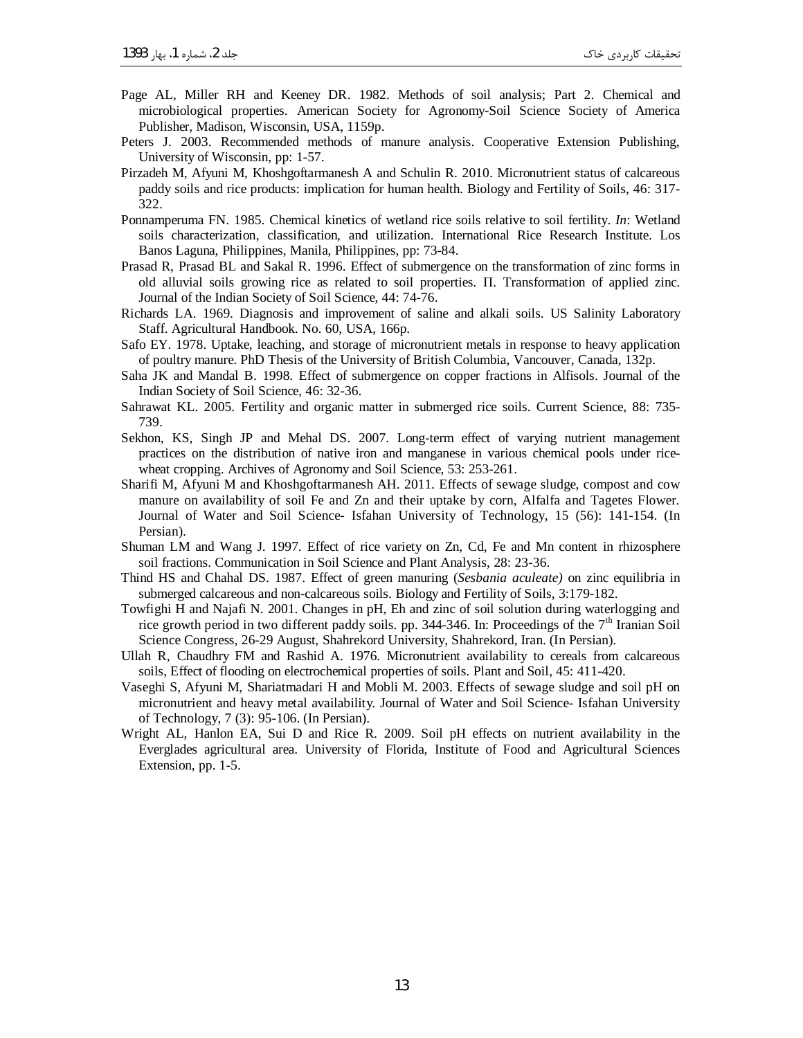Page AL, Miller RH and Keeney DR. 1982. Methods of soil analysis; Part 2. Chemical and microbiological properties. American Society for Agronomy-Soil Science Society of America Publisher, Madison, Wisconsin, USA, 1159p.

Peters J. 2003. Recommended methods of manure analysis. Cooperative Extension Publishing, University of Wisconsin, pp: 1-57.

Pirzadeh M, Afyuni M, Khoshgoftarmanesh A and Schulin R. 2010. Micronutrient status of calcareous paddy soils and rice products: implication for human health. Biology and Fertility of Soils, 46: 317-322.

Ponnamperuma FN. 1985. Chemical kinetics of wetland rice soils relative to soil fertility. *In*: Wetland soils characterization, classification, and utilization. International Rice Research Institute. Los Banos Laguna, Philippines, Manila, Philippines, pp: 73-84.

Prasad R, Prasad BL and Sakal R. 1996. Effect of submergence on the transformation of zinc forms in old alluvial soils growing rice as related to soil properties. Π. Transformation of applied zinc. Journal of the Indian Society of Soil Science, 44: 74-76.

Richards LA. 1969. Diagnosis and improvement of saline and alkali soils. US Salinity Laboratory Staff. Agricultural Handbook. No. 60, USA, 166p.

Safo EY. 1978. Uptake, leaching, and storage of micronutrient metals in response to heavy application of poultry manure. PhD Thesis of the University of British Columbia, Vancouver, Canada, 132p.

Saha JK and Mandal B. 1998. Effect of submergence on copper fractions in Alfisols. Journal of the Indian Society of Soil Science, 46: 32-36.

Sahrawat KL. 2005. Fertility and organic matter in submerged rice soils. Current Science, 88: 735-739.

Sekhon, KS, Singh JP and Mehal DS. 2007. Long-term effect of varying nutrient management practices on the distribution of native iron and manganese in various chemical pools under rice-wheat cropping. Archives of Agronomy and Soil Science, 53: 253-261.

Sharifi M, Afyuni M and Khoshgoftarmanesh AH. 2011. Effects of sewage sludge, compost and cow manure on availability of soil Fe and Zn and their uptake by corn, Alfalfa and Tagetes Flower. Journal of Water and Soil Science- Isfahan University of Technology, 15 (56): 141-154. (In Persian).

Shuman LM and Wang J. 1997. Effect of rice variety on Zn, Cd, Fe and Mn content in rhizosphere soil fractions. Communication in Soil Science and Plant Analysis, 28: 23-36.

Thind HS and Chahal DS. 1987. Effect of green manuring (*Sesbania aculeate)* on zinc equilibria in submerged calcareous and non-calcareous soils. Biology and Fertility of Soils, 3:179-182.

Towfighi H and Najafi N. 2001. Changes in pH, Eh and zinc of soil solution during waterlogging and rice growth period in two different paddy soils. pp. 344-346. In: Proceedings of the 7th Iranian Soil Science Congress, 26-29 August, Shahrekord University, Shahrekord, Iran. (In Persian).

Ullah R, Chaudhry FM and Rashid A. 1976. Micronutrient availability to cereals from calcareous soils, Effect of flooding on electrochemical properties of soils. Plant and Soil, 45: 411-420.

Vaseghi S, Afyuni M, Shariatmadari H and Mobli M. 2003. Effects of sewage sludge and soil pH on micronutrient and heavy metal availability. Journal of Water and Soil Science- Isfahan University of Technology, 7 (3): 95-106. (In Persian).

Wright AL, Hanlon EA, Sui D and Rice R. 2009. Soil pH effects on nutrient availability in the Everglades agricultural area. University of Florida, Institute of Food and Agricultural Sciences Extension, pp. 1-5.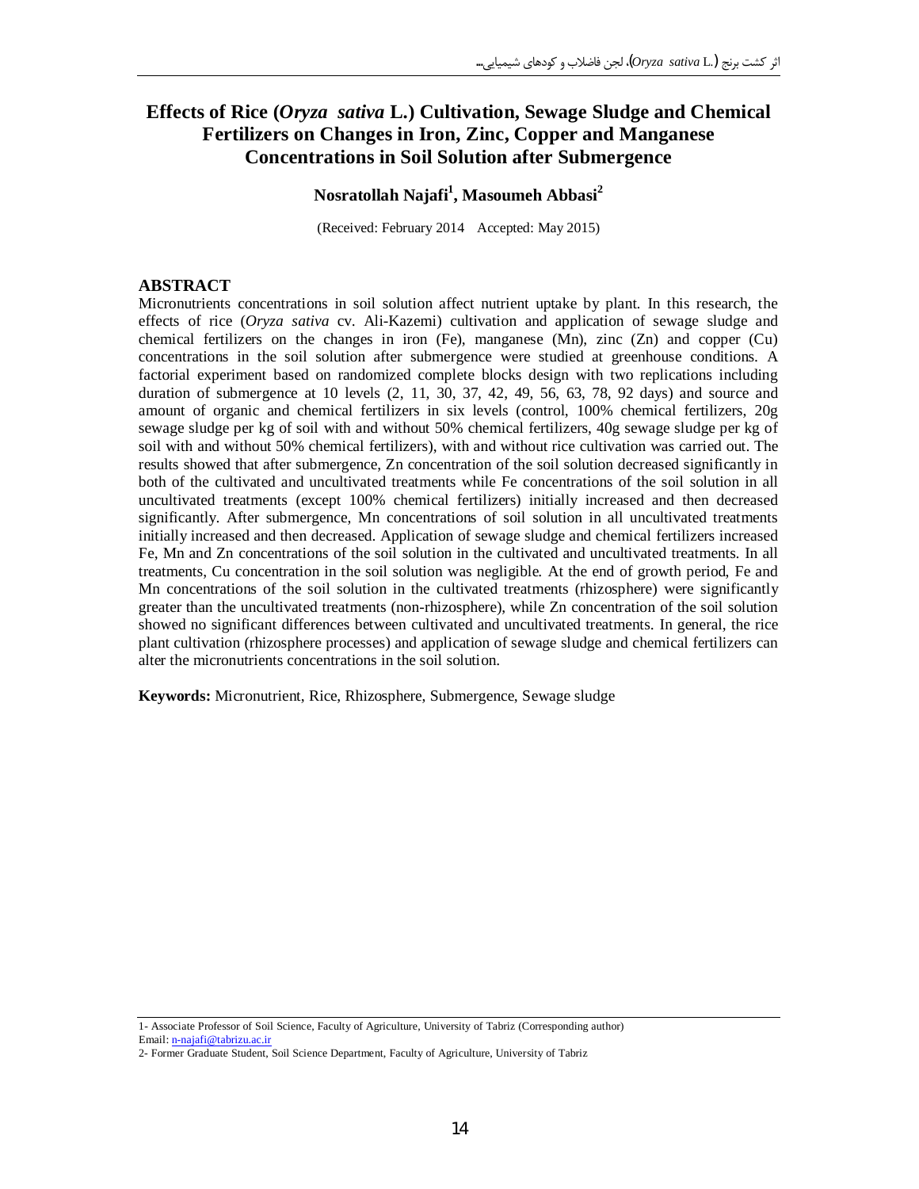# Effects of Rice (*Oryza sativa* L.) Cultivation, Sewage Sludge and Chemical Fertilizers on Changes in Iron, Zinc, Copper and Manganese Concentrations in Soil Solution after Submergence

**Nosratollah Najafi[1], Masoumeh Abbasi[2]**

(Received: February 2014 Accepted: May 2015)

## ABSTRACT

Micronutrients concentrations in soil solution affect nutrient uptake by plant. In this research, the effects of rice (*Oryza sativa* cv. Ali-Kazemi) cultivation and application of sewage sludge and chemical fertilizers on the changes in iron (Fe), manganese (Mn), zinc (Zn) and copper (Cu) concentrations in the soil solution after submergence were studied at greenhouse conditions. A factorial experiment based on randomized complete blocks design with two replications including duration of submergence at 10 levels (2, 11, 30, 37, 42, 49, 56, 63, 78, 92 days) and source and amount of organic and chemical fertilizers in six levels (control, 100% chemical fertilizers, 20g sewage sludge per kg of soil with and without 50% chemical fertilizers, 40g sewage sludge per kg of soil with and without 50% chemical fertilizers), with and without rice cultivation was carried out. The results showed that after submergence, Zn concentration of the soil solution decreased significantly in both of the cultivated and uncultivated treatments while Fe concentrations of the soil solution in all uncultivated treatments (except 100% chemical fertilizers) initially increased and then decreased significantly. After submergence, Mn concentrations of soil solution in all uncultivated treatments initially increased and then decreased. Application of sewage sludge and chemical fertilizers increased Fe, Mn and Zn concentrations of the soil solution in the cultivated and uncultivated treatments. In all treatments, Cu concentration in the soil solution was negligible. At the end of growth period, Fe and Mn concentrations of the soil solution in the cultivated treatments (rhizosphere) were significantly greater than the uncultivated treatments (non-rhizosphere), while Zn concentration of the soil solution showed no significant differences between cultivated and uncultivated treatments. In general, the rice plant cultivation (rhizosphere processes) and application of sewage sludge and chemical fertilizers can alter the micronutrients concentrations in the soil solution.

**Keywords:** Micronutrient, Rice, Rhizosphere, Submergence, Sewage sludge

---

1- Associate Professor of Soil Science, Faculty of Agriculture, University of Tabriz (Corresponding author)
Email: n-najafi@tabrizu.ac.ir

2- Former Graduate Student, Soil Science Department, Faculty of Agriculture, University of Tabriz